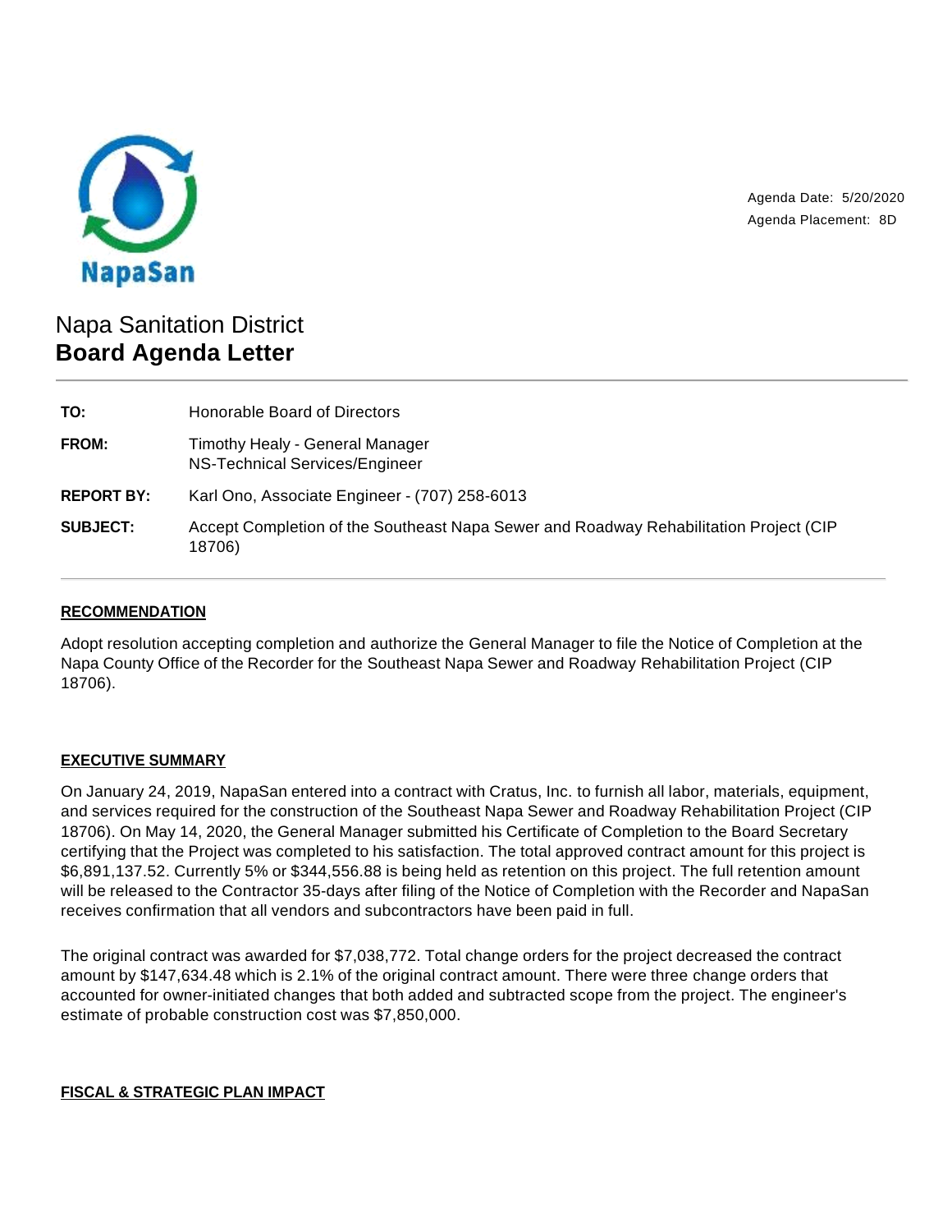NapaSan

Agenda Date: 5/20/2020
Agenda Placement: 8D

# Napa Sanitation District
# **Board Agenda Letter**

| | |
|---|---|
| **TO:** | Honorable Board of Directors |
| **FROM:** | Timothy Healy - General Manager<br>NS-Technical Services/Engineer |
| **REPORT BY:** | Karl Ono, Associate Engineer - (707) 258-6013 |
| **SUBJECT:** | Accept Completion of the Southeast Napa Sewer and Roadway Rehabilitation Project (CIP 18706) |

## **RECOMMENDATION**

Adopt resolution accepting completion and authorize the General Manager to file the Notice of Completion at the Napa County Office of the Recorder for the Southeast Napa Sewer and Roadway Rehabilitation Project (CIP 18706).

## **EXECUTIVE SUMMARY**

On January 24, 2019, NapaSan entered into a contract with Cratus, Inc. to furnish all labor, materials, equipment, and services required for the construction of the Southeast Napa Sewer and Roadway Rehabilitation Project (CIP 18706). On May 14, 2020, the General Manager submitted his Certificate of Completion to the Board Secretary certifying that the Project was completed to his satisfaction. The total approved contract amount for this project is $6,891,137.52. Currently 5% or $344,556.88 is being held as retention on this project. The full retention amount will be released to the Contractor 35-days after filing of the Notice of Completion with the Recorder and NapaSan receives confirmation that all vendors and subcontractors have been paid in full.

The original contract was awarded for $7,038,772. Total change orders for the project decreased the contract amount by $147,634.48 which is 2.1% of the original contract amount. There were three change orders that accounted for owner-initiated changes that both added and subtracted scope from the project. The engineer's estimate of probable construction cost was $7,850,000.

## **FISCAL & STRATEGIC PLAN IMPACT**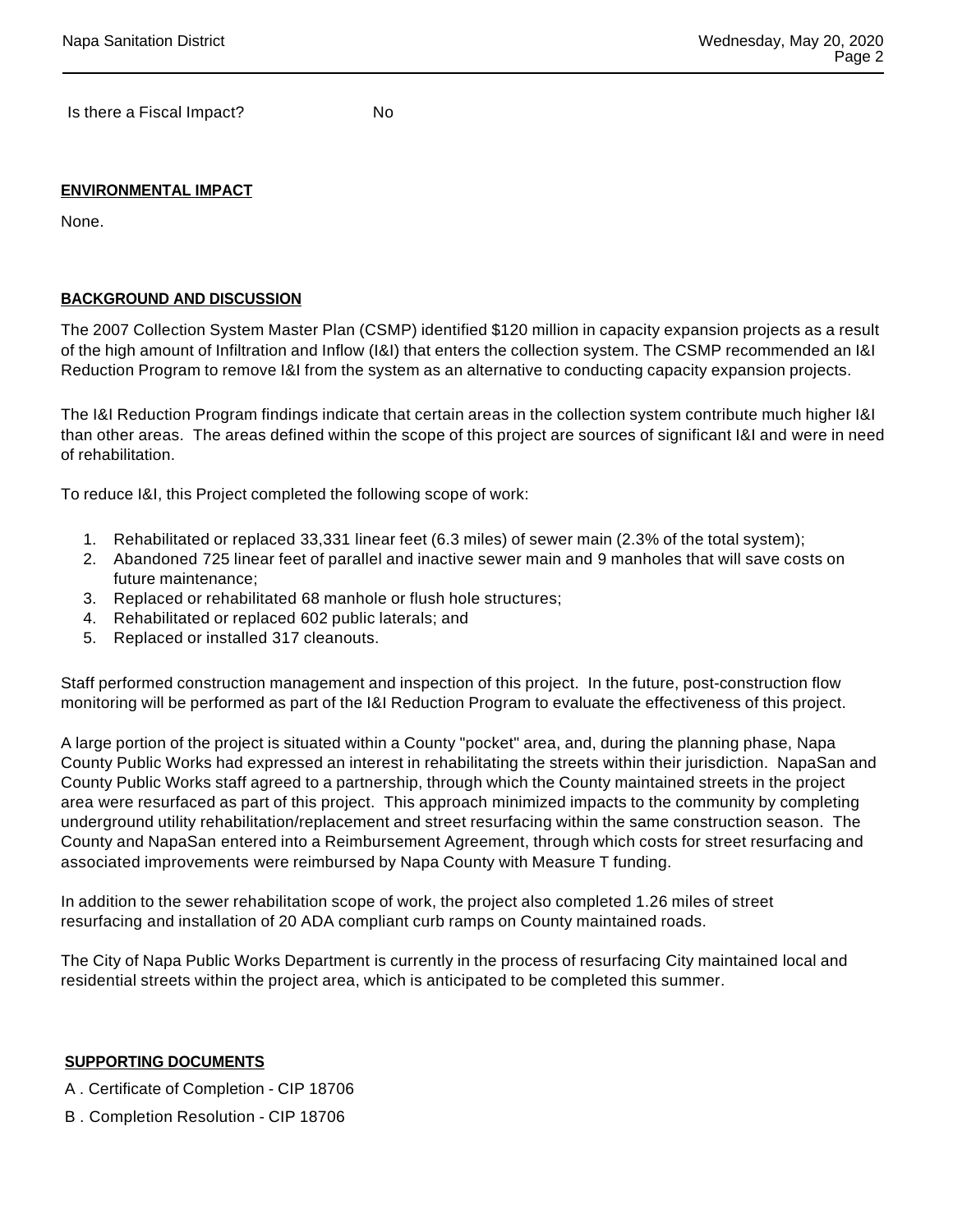Is there a Fiscal Impact? No

**ENVIRONMENTAL IMPACT**

None.

**BACKGROUND AND DISCUSSION**

The 2007 Collection System Master Plan (CSMP) identified $120 million in capacity expansion projects as a result of the high amount of Infiltration and Inflow (I&I) that enters the collection system. The CSMP recommended an I&I Reduction Program to remove I&I from the system as an alternative to conducting capacity expansion projects.

The I&I Reduction Program findings indicate that certain areas in the collection system contribute much higher I&I than other areas. The areas defined within the scope of this project are sources of significant I&I and were in need of rehabilitation.

To reduce I&I, this Project completed the following scope of work:

1. Rehabilitated or replaced 33,331 linear feet (6.3 miles) of sewer main (2.3% of the total system);
2. Abandoned 725 linear feet of parallel and inactive sewer main and 9 manholes that will save costs on future maintenance;
3. Replaced or rehabilitated 68 manhole or flush hole structures;
4. Rehabilitated or replaced 602 public laterals; and
5. Replaced or installed 317 cleanouts.

Staff performed construction management and inspection of this project. In the future, post-construction flow monitoring will be performed as part of the I&I Reduction Program to evaluate the effectiveness of this project.

A large portion of the project is situated within a County "pocket" area, and, during the planning phase, Napa County Public Works had expressed an interest in rehabilitating the streets within their jurisdiction. NapaSan and County Public Works staff agreed to a partnership, through which the County maintained streets in the project area were resurfaced as part of this project. This approach minimized impacts to the community by completing underground utility rehabilitation/replacement and street resurfacing within the same construction season. The County and NapaSan entered into a Reimbursement Agreement, through which costs for street resurfacing and associated improvements were reimbursed by Napa County with Measure T funding.

In addition to the sewer rehabilitation scope of work, the project also completed 1.26 miles of street resurfacing and installation of 20 ADA compliant curb ramps on County maintained roads.

The City of Napa Public Works Department is currently in the process of resurfacing City maintained local and residential streets within the project area, which is anticipated to be completed this summer.

**SUPPORTING DOCUMENTS**

A . Certificate of Completion - CIP 18706

B . Completion Resolution - CIP 18706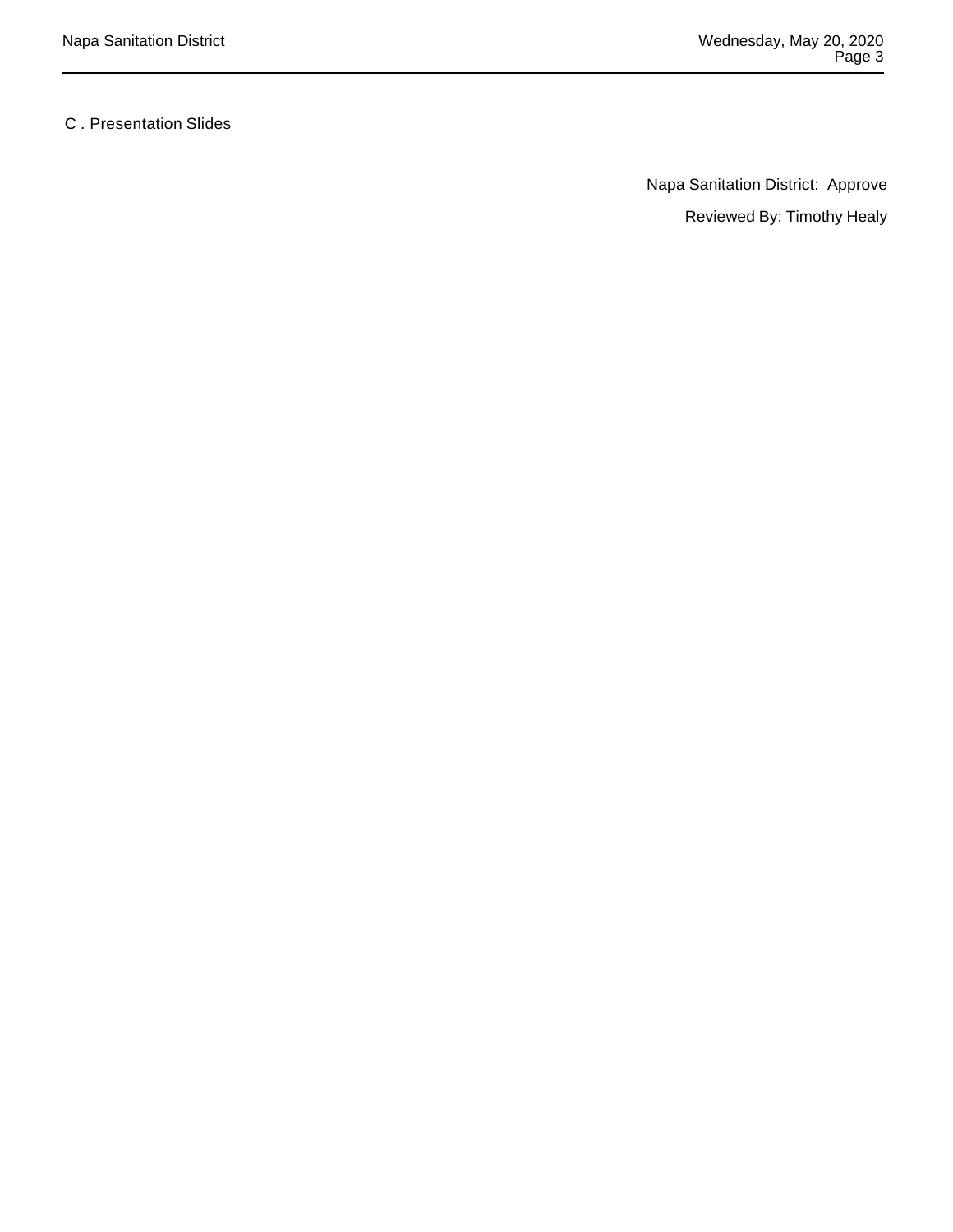C . Presentation Slides

Napa Sanitation District: Approve

Reviewed By: Timothy Healy